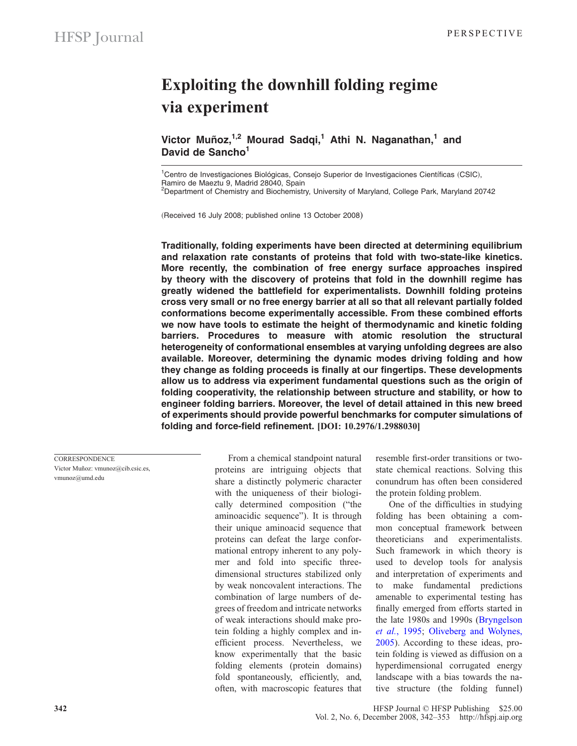PERSPECTIVE

# Exploiting the downhill folding regime via experiment

**Victor Muñoz,[1,2] Mourad Sadqi,[1] Athi N. Naganathan,[1] and David de Sancho[1]**

[1]Centro de Investigaciones Biológicas, Consejo Superior de Investigaciones Científicas (CSIC), Ramiro de Maeztu 9, Madrid 28040, Spain
[2]Department of Chemistry and Biochemistry, University of Maryland, College Park, Maryland 20742

(Received 16 July 2008; published online 13 October 2008)

**Traditionally, folding experiments have been directed at determining equilibrium and relaxation rate constants of proteins that fold with two-state-like kinetics. More recently, the combination of free energy surface approaches inspired by theory with the discovery of proteins that fold in the downhill regime has greatly widened the battlefield for experimentalists. Downhill folding proteins cross very small or no free energy barrier at all so that all relevant partially folded conformations become experimentally accessible. From these combined efforts we now have tools to estimate the height of thermodynamic and kinetic folding barriers. Procedures to measure with atomic resolution the structural heterogeneity of conformational ensembles at varying unfolding degrees are also available. Moreover, determining the dynamic modes driving folding and how they change as folding proceeds is finally at our fingertips. These developments allow us to address via experiment fundamental questions such as the origin of folding cooperativity, the relationship between structure and stability, or how to engineer folding barriers. Moreover, the level of detail attained in this new breed of experiments should provide powerful benchmarks for computer simulations of folding and force-field refinement. [DOI: 10.2976/1.2988030]**

CORRESPONDENCE
Victor Muñoz: vmunoz@cib.csic.es, vmunoz@umd.edu

From a chemical standpoint natural proteins are intriguing objects that share a distinctly polymeric character with the uniqueness of their biologically determined composition ("the aminoacidic sequence"). It is through their unique aminoacid sequence that proteins can defeat the large conformational entropy inherent to any polymer and fold into specific three-dimensional structures stabilized only by weak noncovalent interactions. The combination of large numbers of degrees of freedom and intricate networks of weak interactions should make protein folding a highly complex and inefficient process. Nevertheless, we know experimentally that the basic folding elements (protein domains) fold spontaneously, efficiently, and, often, with macroscopic features that resemble first-order transitions or two-state chemical reactions. Solving this conundrum has often been considered the protein folding problem.

One of the difficulties in studying folding has been obtaining a common conceptual framework between theoreticians and experimentalists. Such framework in which theory is used to develop tools for analysis and interpretation of experiments and to make fundamental predictions amenable to experimental testing has finally emerged from efforts started in the late 1980s and 1990s (Bryngelson *et al.*, 1995; Oliveberg and Wolynes, 2005). According to these ideas, protein folding is viewed as diffusion on a hyperdimensional corrugated energy landscape with a bias towards the native structure (the folding funnel)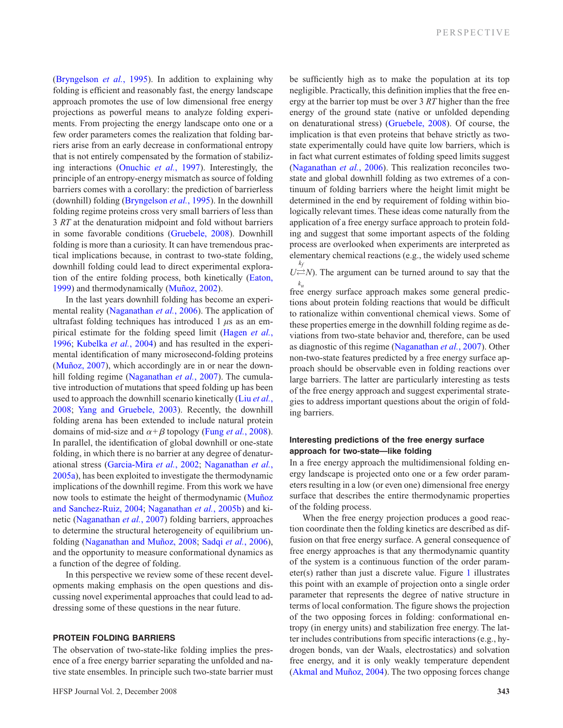(Bryngelson *et al.*, 1995). In addition to explaining why folding is efficient and reasonably fast, the energy landscape approach promotes the use of low dimensional free energy projections as powerful means to analyze folding experiments. From projecting the energy landscape onto one or a few order parameters comes the realization that folding barriers arise from an early decrease in conformational entropy that is not entirely compensated by the formation of stabilizing interactions (Onuchic *et al.*, 1997). Interestingly, the principle of an entropy-energy mismatch as source of folding barriers comes with a corollary: the prediction of barrierless (downhill) folding (Bryngelson *et al.*, 1995). In the downhill folding regime proteins cross very small barriers of less than 3 *RT* at the denaturation midpoint and fold without barriers in some favorable conditions (Gruebele, 2008). Downhill folding is more than a curiosity. It can have tremendous practical implications because, in contrast to two-state folding, downhill folding could lead to direct experimental exploration of the entire folding process, both kinetically (Eaton, 1999) and thermodynamically (Muñoz, 2002).

In the last years downhill folding has become an experimental reality (Naganathan *et al.*, 2006). The application of ultrafast folding techniques has introduced 1 $\mu$s as an empirical estimate for the folding speed limit (Hagen *et al.*, 1996; Kubelka *et al.*, 2004) and has resulted in the experimental identification of many microsecond-folding proteins (Muñoz, 2007), which accordingly are in or near the downhill folding regime (Naganathan *et al.*, 2007). The cumulative introduction of mutations that speed folding up has been used to approach the downhill scenario kinetically (Liu *et al.*, 2008; Yang and Gruebele, 2003). Recently, the downhill folding arena has been extended to include natural protein domains of mid-size and $\alpha+\beta$ topology (Fung *et al.*, 2008). In parallel, the identification of global downhill or one-state folding, in which there is no barrier at any degree of denaturational stress (Garcia-Mira *et al.*, 2002; Naganathan *et al.*, 2005a), has been exploited to investigate the thermodynamic implications of the downhill regime. From this work we have now tools to estimate the height of thermodynamic (Muñoz and Sanchez-Ruiz, 2004; Naganathan *et al.*, 2005b) and kinetic (Naganathan *et al.*, 2007) folding barriers, approaches to determine the structural heterogeneity of equilibrium unfolding (Naganathan and Muñoz, 2008; Sadqi *et al.*, 2006), and the opportunity to measure conformational dynamics as a function of the degree of folding.

In this perspective we review some of these recent developments making emphasis on the open questions and discussing novel experimental approaches that could lead to addressing some of these questions in the near future.

## PROTEIN FOLDING BARRIERS

The observation of two-state-like folding implies the presence of a free energy barrier separating the unfolded and native state ensembles. In principle such two-state barrier must be sufficiently high as to make the population at its top negligible. Practically, this definition implies that the free energy at the barrier top must be over 3 *RT* higher than the free energy of the ground state (native or unfolded depending on denaturational stress) (Gruebele, 2008). Of course, the implication is that even proteins that behave strictly as two-state experimentally could have quite low barriers, which is in fact what current estimates of folding speed limits suggest (Naganathan *et al.*, 2006). This realization reconciles two-state and global downhill folding as two extremes of a continuum of folding barriers where the height limit might be determined in the end by requirement of folding within biologically relevant times. These ideas come naturally from the application of a free energy surface approach to protein folding and suggest that some important aspects of the folding process are overlooked when experiments are interpreted as elementary chemical reactions (e.g., the widely used scheme $U \underset{k_u}{\overset{k_f}{\rightleftharpoons}} N$). The argument can be turned around to say that the free energy surface approach makes some general predictions about protein folding reactions that would be difficult to rationalize within conventional chemical views. Some of these properties emerge in the downhill folding regime as deviations from two-state behavior and, therefore, can be used as diagnostic of this regime (Naganathan *et al.*, 2007). Other non-two-state features predicted by a free energy surface approach should be observable even in folding reactions over large barriers. The latter are particularly interesting as tests of the free energy approach and suggest experimental strategies to address important questions about the origin of folding barriers.

### Interesting predictions of the free energy surface approach for two-state—like folding

In a free energy approach the multidimensional folding energy landscape is projected onto one or a few order parameters resulting in a low (or even one) dimensional free energy surface that describes the entire thermodynamic properties of the folding process.

When the free energy projection produces a good reaction coordinate then the folding kinetics are described as diffusion on that free energy surface. A general consequence of free energy approaches is that any thermodynamic quantity of the system is a continuous function of the order parameter(s) rather than just a discrete value. Figure 1 illustrates this point with an example of projection onto a single order parameter that represents the degree of native structure in terms of local conformation. The figure shows the projection of the two opposing forces in folding: conformational entropy (in energy units) and stabilization free energy. The latter includes contributions from specific interactions (e.g., hydrogen bonds, van der Waals, electrostatics) and solvation free energy, and it is only weakly temperature dependent (Akmal and Muñoz, 2004). The two opposing forces change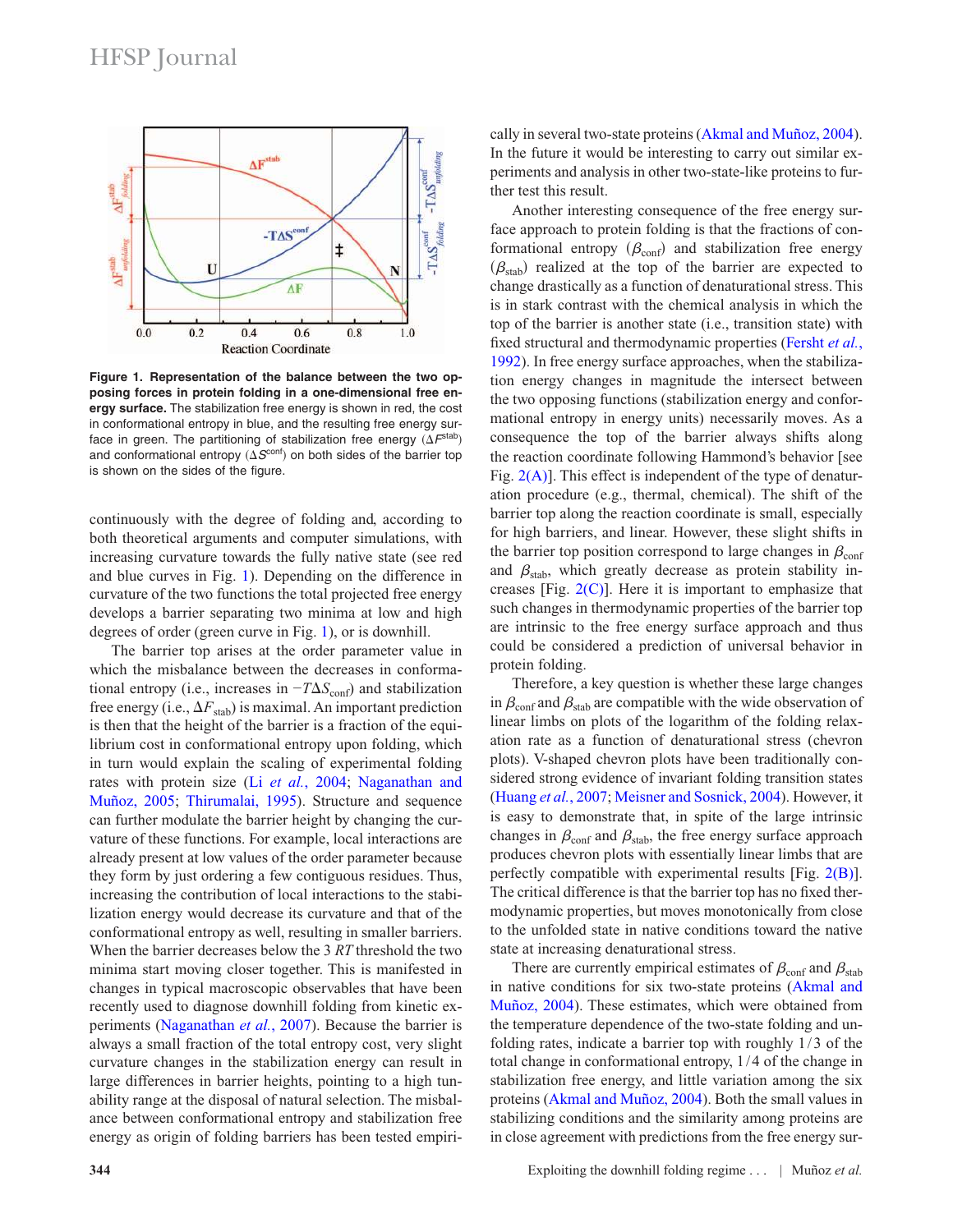Figure 1. **Representation of the balance between the two opposing forces in protein folding in a one-dimensional free energy surface.** The stabilization free energy is shown in red, the cost in conformational entropy in blue, and the resulting free energy surface in green. The partitioning of stabilization free energy ($\Delta F^{stab}$) and conformational entropy ($\Delta S^{conf}$) on both sides of the barrier top is shown on the sides of the figure.

continuously with the degree of folding and, according to both theoretical arguments and computer simulations, with increasing curvature towards the fully native state (see red and blue curves in Fig. 1). Depending on the difference in curvature of the two functions the total projected free energy develops a barrier separating two minima at low and high degrees of order (green curve in Fig. 1), or is downhill.

The barrier top arises at the order parameter value in which the misbalance between the decreases in conformational entropy (i.e., increases in $-T\Delta S_{conf}$) and stabilization free energy (i.e., $\Delta F_{stab}$) is maximal. An important prediction is then that the height of the barrier is a fraction of the equilibrium cost in conformational entropy upon folding, which in turn would explain the scaling of experimental folding rates with protein size (Li *et al.*, 2004; Naganathan and Muñoz, 2005; Thirumalai, 1995). Structure and sequence can further modulate the barrier height by changing the curvature of these functions. For example, local interactions are already present at low values of the order parameter because they form by just ordering a few contiguous residues. Thus, increasing the contribution of local interactions to the stabilization energy would decrease its curvature and that of the conformational entropy as well, resulting in smaller barriers. When the barrier decreases below the 3 $RT$ threshold the two minima start moving closer together. This is manifested in changes in typical macroscopic observables that have been recently used to diagnose downhill folding from kinetic experiments (Naganathan *et al.*, 2007). Because the barrier is always a small fraction of the total entropy cost, very slight curvature changes in the stabilization energy can result in large differences in barrier heights, pointing to a high tunability range at the disposal of natural selection. The misbalance between conformational entropy and stabilization free energy as origin of folding barriers has been tested empirically in several two-state proteins (Akmal and Muñoz, 2004). In the future it would be interesting to carry out similar experiments and analysis in other two-state-like proteins to further test this result.

Another interesting consequence of the free energy surface approach to protein folding is that the fractions of conformational entropy ($\beta_{conf}$) and stabilization free energy ($\beta_{stab}$) realized at the top of the barrier are expected to change drastically as a function of denaturational stress. This is in stark contrast with the chemical analysis in which the top of the barrier is another state (i.e., transition state) with fixed structural and thermodynamic properties (Fersht *et al.*, 1992). In free energy surface approaches, when the stabilization energy changes in magnitude the intersect between the two opposing functions (stabilization energy and conformational entropy in energy units) necessarily moves. As a consequence the top of the barrier always shifts along the reaction coordinate following Hammond's behavior [see Fig. 2(A)]. This effect is independent of the type of denaturation procedure (e.g., thermal, chemical). The shift of the barrier top along the reaction coordinate is small, especially for high barriers, and linear. However, these slight shifts in the barrier top position correspond to large changes in $\beta_{conf}$ and $\beta_{stab}$, which greatly decrease as protein stability increases [Fig. 2(C)]. Here it is important to emphasize that such changes in thermodynamic properties of the barrier top are intrinsic to the free energy surface approach and thus could be considered a prediction of universal behavior in protein folding.

Therefore, a key question is whether these large changes in $\beta_{conf}$ and $\beta_{stab}$ are compatible with the wide observation of linear limbs on plots of the logarithm of the folding relaxation rate as a function of denaturational stress (chevron plots). V-shaped chevron plots have been traditionally considered strong evidence of invariant folding transition states (Huang *et al.*, 2007; Meisner and Sosnick, 2004). However, it is easy to demonstrate that, in spite of the large intrinsic changes in $\beta_{conf}$ and $\beta_{stab}$, the free energy surface approach produces chevron plots with essentially linear limbs that are perfectly compatible with experimental results [Fig. 2(B)]. The critical difference is that the barrier top has no fixed thermodynamic properties, but moves monotonically from close to the unfolded state in native conditions toward the native state at increasing denaturational stress.

There are currently empirical estimates of $\beta_{conf}$ and $\beta_{stab}$ in native conditions for six two-state proteins (Akmal and Muñoz, 2004). These estimates, which were obtained from the temperature dependence of the two-state folding and unfolding rates, indicate a barrier top with roughly 1/3 of the total change in conformational entropy, 1/4 of the change in stabilization free energy, and little variation among the six proteins (Akmal and Muñoz, 2004). Both the small values in stabilizing conditions and the similarity among proteins are in close agreement with predictions from the free energy sur-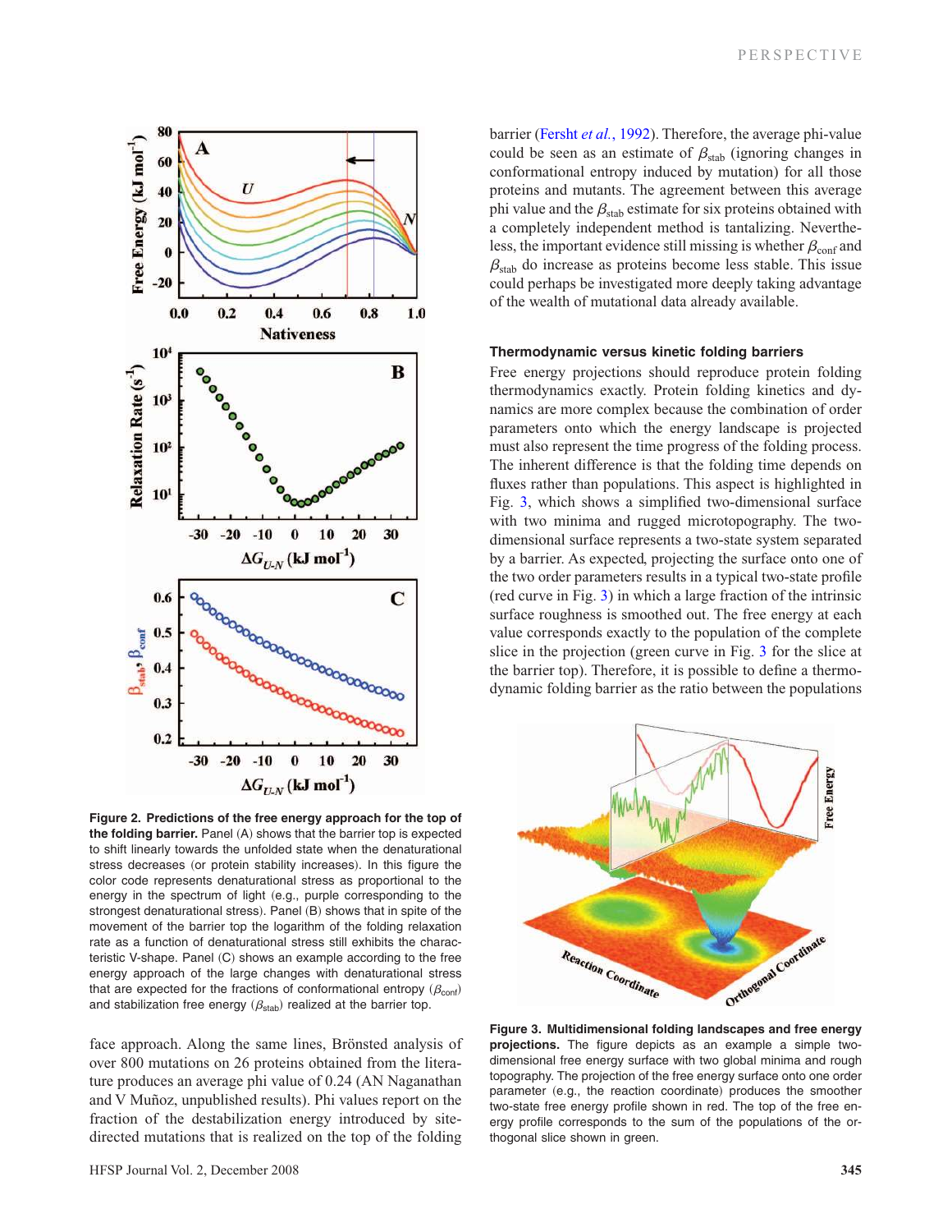**Figure 2. Predictions of the free energy approach for the top of the folding barrier.** Panel (A) shows that the barrier top is expected to shift linearly towards the unfolded state when the denaturational stress decreases (or protein stability increases). In this figure the color code represents denaturational stress as proportional to the energy in the spectrum of light (e.g., purple corresponding to the strongest denaturational stress). Panel (B) shows that in spite of the movement of the barrier top the logarithm of the folding relaxation rate as a function of denaturational stress still exhibits the characteristic V-shape. Panel (C) shows an example according to the free energy approach of the large changes with denaturational stress that are expected for the fractions of conformational entropy ($\beta_{conf}$) and stabilization free energy ($\beta_{stab}$) realized at the barrier top.

face approach. Along the same lines, Brönsted analysis of over 800 mutations on 26 proteins obtained from the literature produces an average phi value of 0.24 (AN Naganathan and V Muñoz, unpublished results). Phi values report on the fraction of the destabilization energy introduced by site-directed mutations that is realized on the top of the folding barrier (Fersht *et al.*, 1992). Therefore, the average phi-value could be seen as an estimate of $\beta_{stab}$ (ignoring changes in conformational entropy induced by mutation) for all those proteins and mutants. The agreement between this average phi value and the $\beta_{stab}$ estimate for six proteins obtained with a completely independent method is tantalizing. Nevertheless, the important evidence still missing is whether $\beta_{conf}$ and $\beta_{stab}$ do increase as proteins become less stable. This issue could perhaps be investigated more deeply taking advantage of the wealth of mutational data already available.

### Thermodynamic versus kinetic folding barriers

Free energy projections should reproduce protein folding thermodynamics exactly. Protein folding kinetics and dynamics are more complex because the combination of order parameters onto which the energy landscape is projected must also represent the time progress of the folding process. The inherent difference is that the folding time depends on fluxes rather than populations. This aspect is highlighted in Fig. 3, which shows a simplified two-dimensional surface with two minima and rugged microtopography. The two-dimensional surface represents a two-state system separated by a barrier. As expected, projecting the surface onto one of the two order parameters results in a typical two-state profile (red curve in Fig. 3) in which a large fraction of the intrinsic surface roughness is smoothed out. The free energy at each value corresponds exactly to the population of the complete slice in the projection (green curve in Fig. 3 for the slice at the barrier top). Therefore, it is possible to define a thermodynamic folding barrier as the ratio between the populations

**Figure 3. Multidimensional folding landscapes and free energy projections.** The figure depicts as an example a simple two-dimensional free energy surface with two global minima and rough topography. The projection of the free energy surface onto one order parameter (e.g., the reaction coordinate) produces the smoother two-state free energy profile shown in red. The top of the free energy profile corresponds to the sum of the populations of the orthogonal slice shown in green.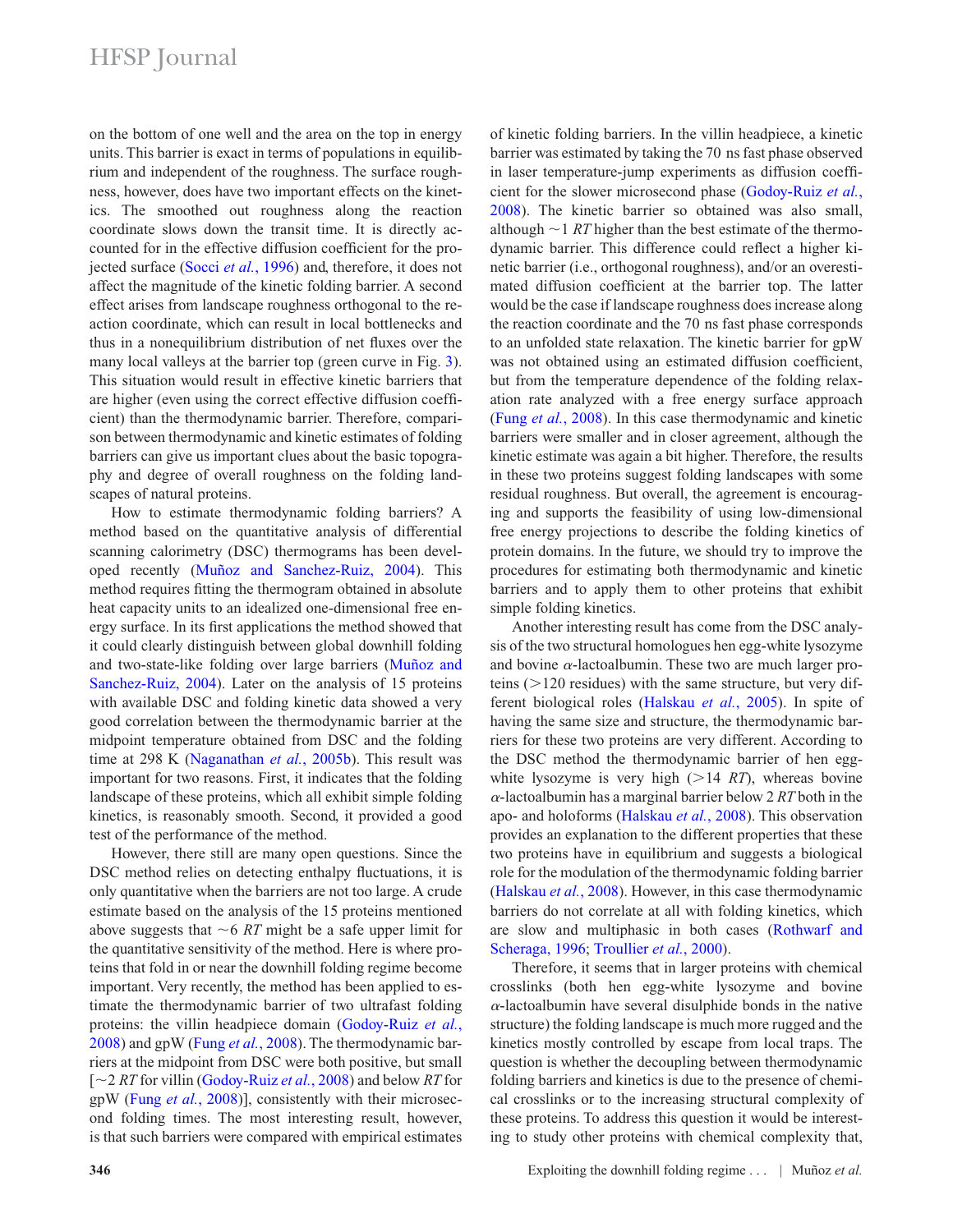on the bottom of one well and the area on the top in energy units. This barrier is exact in terms of populations in equilibrium and independent of the roughness. The surface roughness, however, does have two important effects on the kinetics. The smoothed out roughness along the reaction coordinate slows down the transit time. It is directly accounted for in the effective diffusion coefficient for the projected surface (Socci *et al.*, 1996) and, therefore, it does not affect the magnitude of the kinetic folding barrier. A second effect arises from landscape roughness orthogonal to the reaction coordinate, which can result in local bottlenecks and thus in a nonequilibrium distribution of net fluxes over the many local valleys at the barrier top (green curve in Fig. 3). This situation would result in effective kinetic barriers that are higher (even using the correct effective diffusion coefficient) than the thermodynamic barrier. Therefore, comparison between thermodynamic and kinetic estimates of folding barriers can give us important clues about the basic topography and degree of overall roughness on the folding landscapes of natural proteins.

How to estimate thermodynamic folding barriers? A method based on the quantitative analysis of differential scanning calorimetry (DSC) thermograms has been developed recently (Muñoz and Sanchez-Ruiz, 2004). This method requires fitting the thermogram obtained in absolute heat capacity units to an idealized one-dimensional free energy surface. In its first applications the method showed that it could clearly distinguish between global downhill folding and two-state-like folding over large barriers (Muñoz and Sanchez-Ruiz, 2004). Later on the analysis of 15 proteins with available DSC and folding kinetic data showed a very good correlation between the thermodynamic barrier at the midpoint temperature obtained from DSC and the folding time at 298 K (Naganathan *et al.*, 2005b). This result was important for two reasons. First, it indicates that the folding landscape of these proteins, which all exhibit simple folding kinetics, is reasonably smooth. Second, it provided a good test of the performance of the method.

However, there still are many open questions. Since the DSC method relies on detecting enthalpy fluctuations, it is only quantitative when the barriers are not too large. A crude estimate based on the analysis of the 15 proteins mentioned above suggests that $\sim 6$ *RT* might be a safe upper limit for the quantitative sensitivity of the method. Here is where proteins that fold in or near the downhill folding regime become important. Very recently, the method has been applied to estimate the thermodynamic barrier of two ultrafast folding proteins: the villin headpiece domain (Godoy-Ruiz *et al.*, 2008) and gpW (Fung *et al.*, 2008). The thermodynamic barriers at the midpoint from DSC were both positive, but small [$\sim 2$ *RT* for villin (Godoy-Ruiz *et al.*, 2008) and below *RT* for gpW (Fung *et al.*, 2008)], consistently with their microsecond folding times. The most interesting result, however, is that such barriers were compared with empirical estimates of kinetic folding barriers. In the villin headpiece, a kinetic barrier was estimated by taking the 70 ns fast phase observed in laser temperature-jump experiments as diffusion coefficient for the slower microsecond phase (Godoy-Ruiz *et al.*, 2008). The kinetic barrier so obtained was also small, although $\sim 1$ *RT* higher than the best estimate of the thermodynamic barrier. This difference could reflect a higher kinetic barrier (i.e., orthogonal roughness), and/or an overestimated diffusion coefficient at the barrier top. The latter would be the case if landscape roughness does increase along the reaction coordinate and the 70 ns fast phase corresponds to an unfolded state relaxation. The kinetic barrier for gpW was not obtained using an estimated diffusion coefficient, but from the temperature dependence of the folding relaxation rate analyzed with a free energy surface approach (Fung *et al.*, 2008). In this case thermodynamic and kinetic barriers were smaller and in closer agreement, although the kinetic estimate was again a bit higher. Therefore, the results in these two proteins suggest folding landscapes with some residual roughness. But overall, the agreement is encouraging and supports the feasibility of using low-dimensional free energy projections to describe the folding kinetics of protein domains. In the future, we should try to improve the procedures for estimating both thermodynamic and kinetic barriers and to apply them to other proteins that exhibit simple folding kinetics.

Another interesting result has come from the DSC analysis of the two structural homologues hen egg-white lysozyme and bovine $\alpha$-lactoalbumin. These two are much larger proteins ($>120$ residues) with the same structure, but very different biological roles (Halskau *et al.*, 2005). In spite of having the same size and structure, the thermodynamic barriers for these two proteins are very different. According to the DSC method the thermodynamic barrier of hen egg-white lysozyme is very high ($>14$ *RT*), whereas bovine $\alpha$-lactoalbumin has a marginal barrier below 2 *RT* both in the apo- and holoforms (Halskau *et al.*, 2008). This observation provides an explanation to the different properties that these two proteins have in equilibrium and suggests a biological role for the modulation of the thermodynamic folding barrier (Halskau *et al.*, 2008). However, in this case thermodynamic barriers do not correlate at all with folding kinetics, which are slow and multiphasic in both cases (Rothwarf and Scheraga, 1996; Troullier *et al.*, 2000).

Therefore, it seems that in larger proteins with chemical crosslinks (both hen egg-white lysozyme and bovine $\alpha$-lactoalbumin have several disulphide bonds in the native structure) the folding landscape is much more rugged and the kinetics mostly controlled by escape from local traps. The question is whether the decoupling between thermodynamic folding barriers and kinetics is due to the presence of chemical crosslinks or to the increasing structural complexity of these proteins. To address this question it would be interesting to study other proteins with chemical complexity that,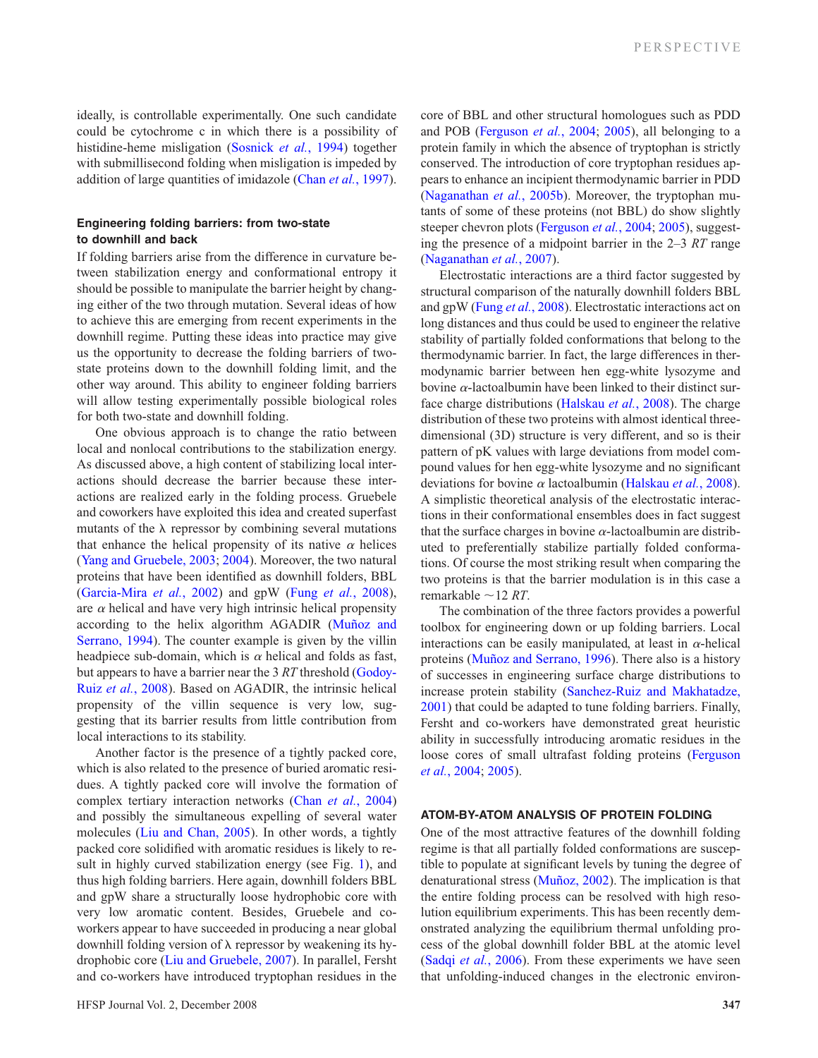ideally, is controllable experimentally. One such candidate could be cytochrome c in which there is a possibility of histidine-heme misligation (Sosnick *et al.*, 1994) together with submillisecond folding when misligation is impeded by addition of large quantities of imidazole (Chan *et al.*, 1997).

#### Engineering folding barriers: from two-state to downhill and back

If folding barriers arise from the difference in curvature between stabilization energy and conformational entropy it should be possible to manipulate the barrier height by changing either of the two through mutation. Several ideas of how to achieve this are emerging from recent experiments in the downhill regime. Putting these ideas into practice may give us the opportunity to decrease the folding barriers of two-state proteins down to the downhill folding limit, and the other way around. This ability to engineer folding barriers will allow testing experimentally possible biological roles for both two-state and downhill folding.

One obvious approach is to change the ratio between local and nonlocal contributions to the stabilization energy. As discussed above, a high content of stabilizing local interactions should decrease the barrier because these interactions are realized early in the folding process. Gruebele and coworkers have exploited this idea and created superfast mutants of the λ repressor by combining several mutations that enhance the helical propensity of its native $\alpha$ helices (Yang and Gruebele, 2003; 2004). Moreover, the two natural proteins that have been identified as downhill folders, BBL (Garcia-Mira *et al.*, 2002) and gpW (Fung *et al.*, 2008), are $\alpha$ helical and have very high intrinsic helical propensity according to the helix algorithm AGADIR (Muñoz and Serrano, 1994). The counter example is given by the villin headpiece sub-domain, which is $\alpha$ helical and folds as fast, but appears to have a barrier near the 3 $RT$ threshold (Godoy-Ruiz *et al.*, 2008). Based on AGADIR, the intrinsic helical propensity of the villin sequence is very low, suggesting that its barrier results from little contribution from local interactions to its stability.

Another factor is the presence of a tightly packed core, which is also related to the presence of buried aromatic residues. A tightly packed core will involve the formation of complex tertiary interaction networks (Chan *et al.*, 2004) and possibly the simultaneous expelling of several water molecules (Liu and Chan, 2005). In other words, a tightly packed core solidified with aromatic residues is likely to result in highly curved stabilization energy (see Fig. 1), and thus high folding barriers. Here again, downhill folders BBL and gpW share a structurally loose hydrophobic core with very low aromatic content. Besides, Gruebele and coworkers appear to have succeeded in producing a near global downhill folding version of λ repressor by weakening its hydrophobic core (Liu and Gruebele, 2007). In parallel, Fersht and co-workers have introduced tryptophan residues in the core of BBL and other structural homologues such as PDD and POB (Ferguson *et al.*, 2004; 2005), all belonging to a protein family in which the absence of tryptophan is strictly conserved. The introduction of core tryptophan residues appears to enhance an incipient thermodynamic barrier in PDD (Naganathan *et al.*, 2005b). Moreover, the tryptophan mutants of some of these proteins (not BBL) do show slightly steeper chevron plots (Ferguson *et al.*, 2004; 2005), suggesting the presence of a midpoint barrier in the 2–3 $RT$ range (Naganathan *et al.*, 2007).

Electrostatic interactions are a third factor suggested by structural comparison of the naturally downhill folders BBL and gpW (Fung *et al.*, 2008). Electrostatic interactions act on long distances and thus could be used to engineer the relative stability of partially folded conformations that belong to the thermodynamic barrier. In fact, the large differences in thermodynamic barrier between hen egg-white lysozyme and bovine $\alpha$-lactoalbumin have been linked to their distinct surface charge distributions (Halskau *et al.*, 2008). The charge distribution of these two proteins with almost identical three-dimensional (3D) structure is very different, and so is their pattern of pK values with large deviations from model compound values for hen egg-white lysozyme and no significant deviations for bovine $\alpha$ lactoalbumin (Halskau *et al.*, 2008). A simplistic theoretical analysis of the electrostatic interactions in their conformational ensembles does in fact suggest that the surface charges in bovine $\alpha$-lactoalbumin are distributed to preferentially stabilize partially folded conformations. Of course the most striking result when comparing the two proteins is that the barrier modulation is in this case a remarkable ~12 $RT$.

The combination of the three factors provides a powerful toolbox for engineering down or up folding barriers. Local interactions can be easily manipulated, at least in $\alpha$-helical proteins (Muñoz and Serrano, 1996). There also is a history of successes in engineering surface charge distributions to increase protein stability (Sanchez-Ruiz and Makhatadze, 2001) that could be adapted to tune folding barriers. Finally, Fersht and co-workers have demonstrated great heuristic ability in successfully introducing aromatic residues in the loose cores of small ultrafast folding proteins (Ferguson *et al.*, 2004; 2005).

### ATOM-BY-ATOM ANALYSIS OF PROTEIN FOLDING

One of the most attractive features of the downhill folding regime is that all partially folded conformations are susceptible to populate at significant levels by tuning the degree of denaturational stress (Muñoz, 2002). The implication is that the entire folding process can be resolved with high resolution equilibrium experiments. This has been recently demonstrated analyzing the equilibrium thermal unfolding process of the global downhill folder BBL at the atomic level (Sadqi *et al.*, 2006). From these experiments we have seen that unfolding-induced changes in the electronic environ-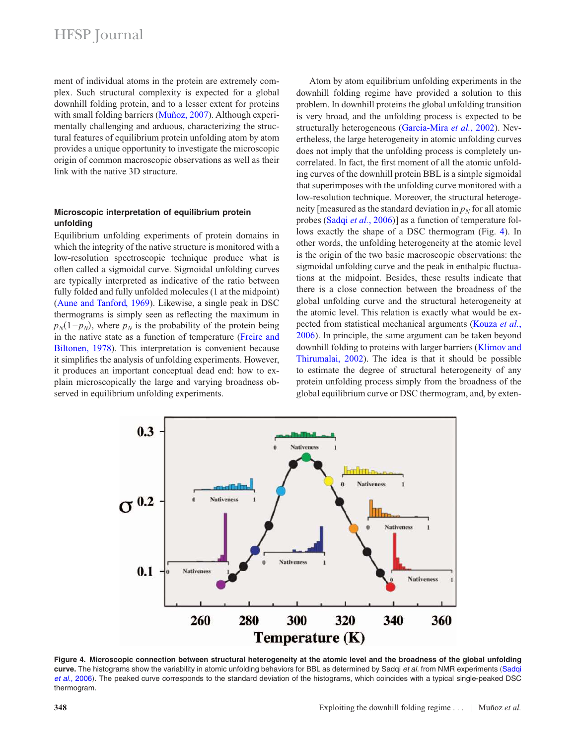ment of individual atoms in the protein are extremely complex. Such structural complexity is expected for a global downhill folding protein, and to a lesser extent for proteins with small folding barriers (Muñoz, 2007). Although experimentally challenging and arduous, characterizing the structural features of equilibrium protein unfolding atom by atom provides a unique opportunity to investigate the microscopic origin of common macroscopic observations as well as their link with the native 3D structure.

### Microscopic interpretation of equilibrium protein unfolding

Equilibrium unfolding experiments of protein domains in which the integrity of the native structure is monitored with a low-resolution spectroscopic technique produce what is often called a sigmoidal curve. Sigmoidal unfolding curves are typically interpreted as indicative of the ratio between fully folded and fully unfolded molecules (1 at the midpoint) (Aune and Tanford, 1969). Likewise, a single peak in DSC thermograms is simply seen as reflecting the maximum in $p_N(1-p_N)$, where $p_N$ is the probability of the protein being in the native state as a function of temperature (Freire and Biltonen, 1978). This interpretation is convenient because it simplifies the analysis of unfolding experiments. However, it produces an important conceptual dead end: how to explain microscopically the large and varying broadness observed in equilibrium unfolding experiments.

Atom by atom equilibrium unfolding experiments in the downhill folding regime have provided a solution to this problem. In downhill proteins the global unfolding transition is very broad, and the unfolding process is expected to be structurally heterogeneous (Garcia-Mira *et al.*, 2002). Nevertheless, the large heterogeneity in atomic unfolding curves does not imply that the unfolding process is completely uncorrelated. In fact, the first moment of all the atomic unfolding curves of the downhill protein BBL is a simple sigmoidal that superimposes with the unfolding curve monitored with a low-resolution technique. Moreover, the structural heterogeneity [measured as the standard deviation in $p_N$ for all atomic probes (Sadqi *et al.*, 2006)] as a function of temperature follows exactly the shape of a DSC thermogram (Fig. 4). In other words, the unfolding heterogeneity at the atomic level is the origin of the two basic macroscopic observations: the sigmoidal unfolding curve and the peak in enthalpic fluctuations at the midpoint. Besides, these results indicate that there is a close connection between the broadness of the global unfolding curve and the structural heterogeneity at the atomic level. This relation is exactly what would be expected from statistical mechanical arguments (Kouza *et al.*, 2006). In principle, the same argument can be taken beyond downhill folding to proteins with larger barriers (Klimov and Thirumalai, 2002). The idea is that it should be possible to estimate the degree of structural heterogeneity of any protein unfolding process simply from the broadness of the global equilibrium curve or DSC thermogram, and, by exten-

**Figure 4. Microscopic connection between structural heterogeneity at the atomic level and the broadness of the global unfolding curve.** The histograms show the variability in atomic unfolding behaviors for BBL as determined by Sadqi *et al.* from NMR experiments (Sadqi *et al.*, 2006). The peaked curve corresponds to the standard deviation of the histograms, which coincides with a typical single-peaked DSC thermogram.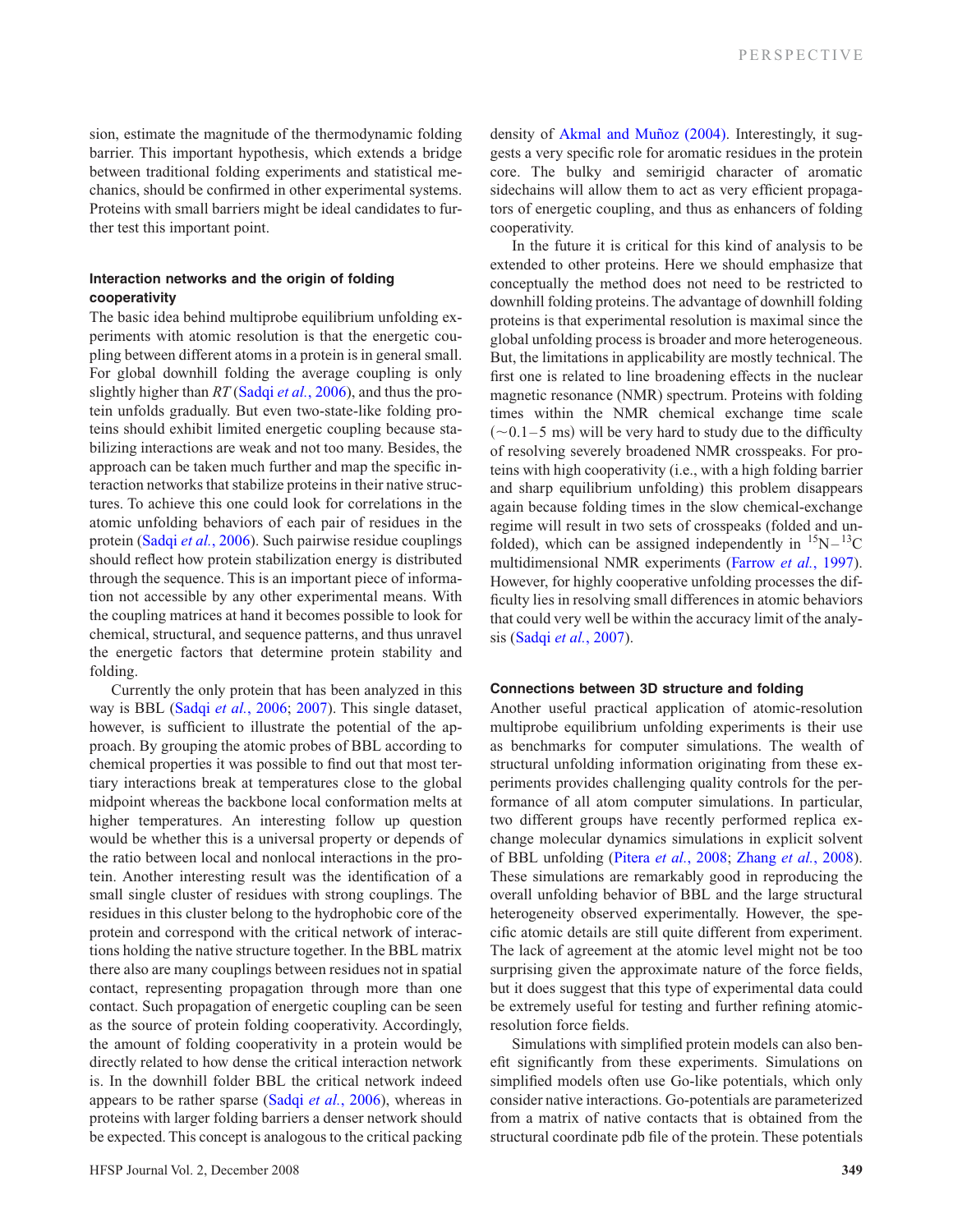sion, estimate the magnitude of the thermodynamic folding barrier. This important hypothesis, which extends a bridge between traditional folding experiments and statistical mechanics, should be confirmed in other experimental systems. Proteins with small barriers might be ideal candidates to further test this important point.

### Interaction networks and the origin of folding cooperativity

The basic idea behind multiprobe equilibrium unfolding experiments with atomic resolution is that the energetic coupling between different atoms in a protein is in general small. For global downhill folding the average coupling is only slightly higher than *RT* (Sadqi *et al.*, 2006), and thus the protein unfolds gradually. But even two-state-like folding proteins should exhibit limited energetic coupling because stabilizing interactions are weak and not too many. Besides, the approach can be taken much further and map the specific interaction networks that stabilize proteins in their native structures. To achieve this one could look for correlations in the atomic unfolding behaviors of each pair of residues in the protein (Sadqi *et al.*, 2006). Such pairwise residue couplings should reflect how protein stabilization energy is distributed through the sequence. This is an important piece of information not accessible by any other experimental means. With the coupling matrices at hand it becomes possible to look for chemical, structural, and sequence patterns, and thus unravel the energetic factors that determine protein stability and folding.

Currently the only protein that has been analyzed in this way is BBL (Sadqi *et al.*, 2006; 2007). This single dataset, however, is sufficient to illustrate the potential of the approach. By grouping the atomic probes of BBL according to chemical properties it was possible to find out that most tertiary interactions break at temperatures close to the global midpoint whereas the backbone local conformation melts at higher temperatures. An interesting follow up question would be whether this is a universal property or depends of the ratio between local and nonlocal interactions in the protein. Another interesting result was the identification of a small single cluster of residues with strong couplings. The residues in this cluster belong to the hydrophobic core of the protein and correspond with the critical network of interactions holding the native structure together. In the BBL matrix there also are many couplings between residues not in spatial contact, representing propagation through more than one contact. Such propagation of energetic coupling can be seen as the source of protein folding cooperativity. Accordingly, the amount of folding cooperativity in a protein would be directly related to how dense the critical interaction network is. In the downhill folder BBL the critical network indeed appears to be rather sparse (Sadqi *et al.*, 2006), whereas in proteins with larger folding barriers a denser network should be expected. This concept is analogous to the critical packing density of Akmal and Muñoz (2004). Interestingly, it suggests a very specific role for aromatic residues in the protein core. The bulky and semirigid character of aromatic sidechains will allow them to act as very efficient propagators of energetic coupling, and thus as enhancers of folding cooperativity.

In the future it is critical for this kind of analysis to be extended to other proteins. Here we should emphasize that conceptually the method does not need to be restricted to downhill folding proteins. The advantage of downhill folding proteins is that experimental resolution is maximal since the global unfolding process is broader and more heterogeneous. But, the limitations in applicability are mostly technical. The first one is related to line broadening effects in the nuclear magnetic resonance (NMR) spectrum. Proteins with folding times within the NMR chemical exchange time scale ($\sim$0.1–5 ms) will be very hard to study due to the difficulty of resolving severely broadened NMR crosspeaks. For proteins with high cooperativity (i.e., with a high folding barrier and sharp equilibrium unfolding) this problem disappears again because folding times in the slow chemical-exchange regime will result in two sets of crosspeaks (folded and unfolded), which can be assigned independently in $^{15}N-^{13}C$ multidimensional NMR experiments (Farrow *et al.*, 1997). However, for highly cooperative unfolding processes the difficulty lies in resolving small differences in atomic behaviors that could very well be within the accuracy limit of the analysis (Sadqi *et al.*, 2007).

### Connections between 3D structure and folding

Another useful practical application of atomic-resolution multiprobe equilibrium unfolding experiments is their use as benchmarks for computer simulations. The wealth of structural unfolding information originating from these experiments provides challenging quality controls for the performance of all atom computer simulations. In particular, two different groups have recently performed replica exchange molecular dynamics simulations in explicit solvent of BBL unfolding (Pitera *et al.*, 2008; Zhang *et al.*, 2008). These simulations are remarkably good in reproducing the overall unfolding behavior of BBL and the large structural heterogeneity observed experimentally. However, the specific atomic details are still quite different from experiment. The lack of agreement at the atomic level might not be too surprising given the approximate nature of the force fields, but it does suggest that this type of experimental data could be extremely useful for testing and further refining atomic-resolution force fields.

Simulations with simplified protein models can also benefit significantly from these experiments. Simulations on simplified models often use Go-like potentials, which only consider native interactions. Go-potentials are parameterized from a matrix of native contacts that is obtained from the structural coordinate pdb file of the protein. These potentials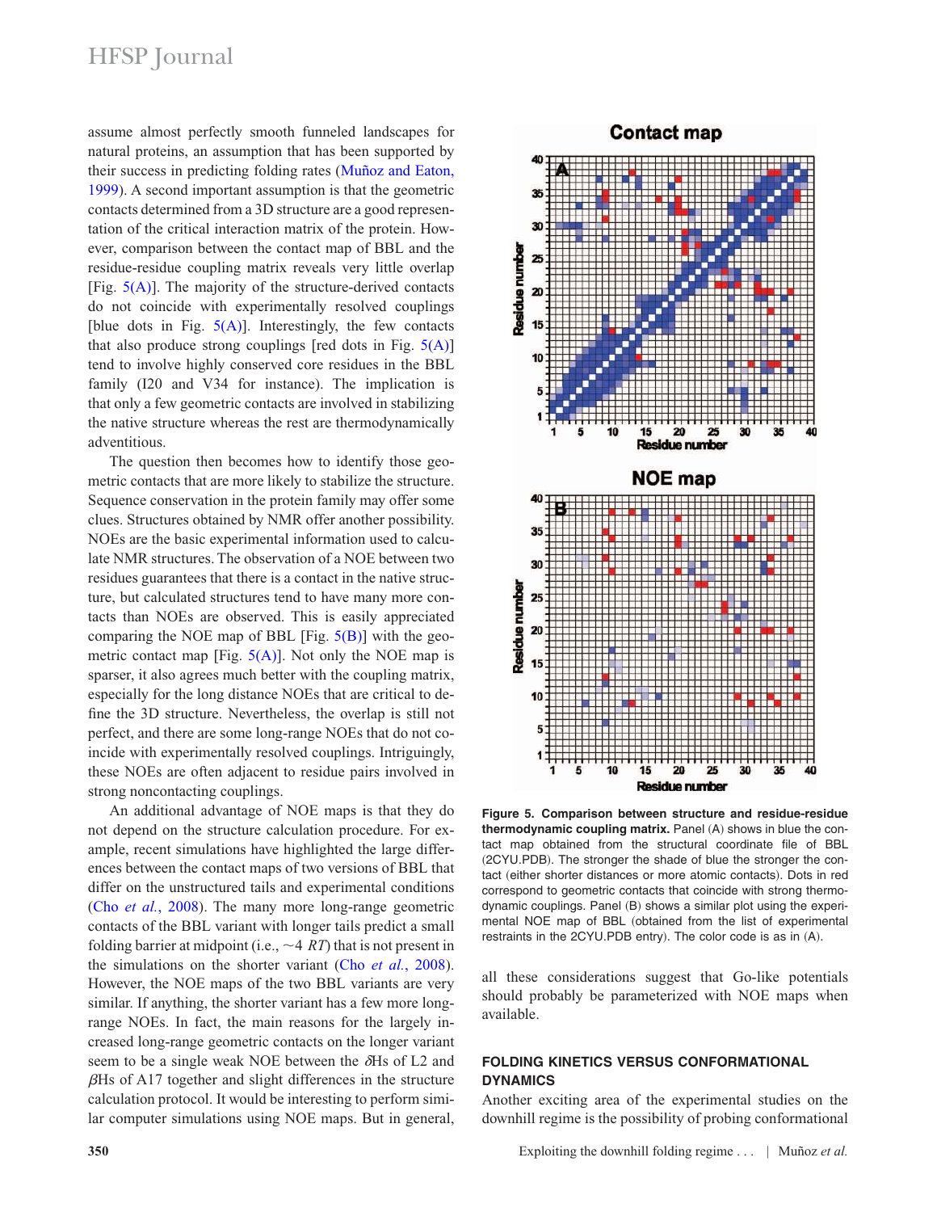assume almost perfectly smooth funneled landscapes for natural proteins, an assumption that has been supported by their success in predicting folding rates (Muñoz and Eaton, 1999). A second important assumption is that the geometric contacts determined from a 3D structure are a good representation of the critical interaction matrix of the protein. However, comparison between the contact map of BBL and the residue-residue coupling matrix reveals very little overlap [Fig. 5(A)]. The majority of the structure-derived contacts do not coincide with experimentally resolved couplings [blue dots in Fig. 5(A)]. Interestingly, the few contacts that also produce strong couplings [red dots in Fig. 5(A)] tend to involve highly conserved core residues in the BBL family (I20 and V34 for instance). The implication is that only a few geometric contacts are involved in stabilizing the native structure whereas the rest are thermodynamically adventitious.

The question then becomes how to identify those geometric contacts that are more likely to stabilize the structure. Sequence conservation in the protein family may offer some clues. Structures obtained by NMR offer another possibility. NOEs are the basic experimental information used to calculate NMR structures. The observation of a NOE between two residues guarantees that there is a contact in the native structure, but calculated structures tend to have many more contacts than NOEs are observed. This is easily appreciated comparing the NOE map of BBL [Fig. 5(B)] with the geometric contact map [Fig. 5(A)]. Not only the NOE map is sparser, it also agrees much better with the coupling matrix, especially for the long distance NOEs that are critical to define the 3D structure. Nevertheless, the overlap is still not perfect, and there are some long-range NOEs that do not coincide with experimentally resolved couplings. Intriguingly, these NOEs are often adjacent to residue pairs involved in strong noncontacting couplings.

An additional advantage of NOE maps is that they do not depend on the structure calculation procedure. For example, recent simulations have highlighted the large differences between the contact maps of two versions of BBL that differ on the unstructured tails and experimental conditions (Cho *et al.*, 2008). The many more long-range geometric contacts of the BBL variant with longer tails predict a small folding barrier at midpoint (i.e., $\sim$4 $RT$) that is not present in the simulations on the shorter variant (Cho *et al.*, 2008). However, the NOE maps of the two BBL variants are very similar. If anything, the shorter variant has a few more long-range NOEs. In fact, the main reasons for the largely increased long-range geometric contacts on the longer variant seem to be a single weak NOE between the $\delta$Hs of L2 and $\beta$Hs of A17 together and slight differences in the structure calculation protocol. It would be interesting to perform similar computer simulations using NOE maps. But in general, all these considerations suggest that Go-like potentials should probably be parameterized with NOE maps when available.

**Figure 5. Comparison between structure and residue-residue thermodynamic coupling matrix.** Panel (A) shows in blue the contact map obtained from the structural coordinate file of BBL (2CYU.PDB). The stronger the shade of blue the stronger the contact (either shorter distances or more atomic contacts). Dots in red correspond to geometric contacts that coincide with strong thermodynamic couplings. Panel (B) shows a similar plot using the experimental NOE map of BBL (obtained from the list of experimental restraints in the 2CYU.PDB entry). The color code is as in (A).

## FOLDING KINETICS VERSUS CONFORMATIONAL DYNAMICS

Another exciting area of the experimental studies on the downhill regime is the possibility of probing conformational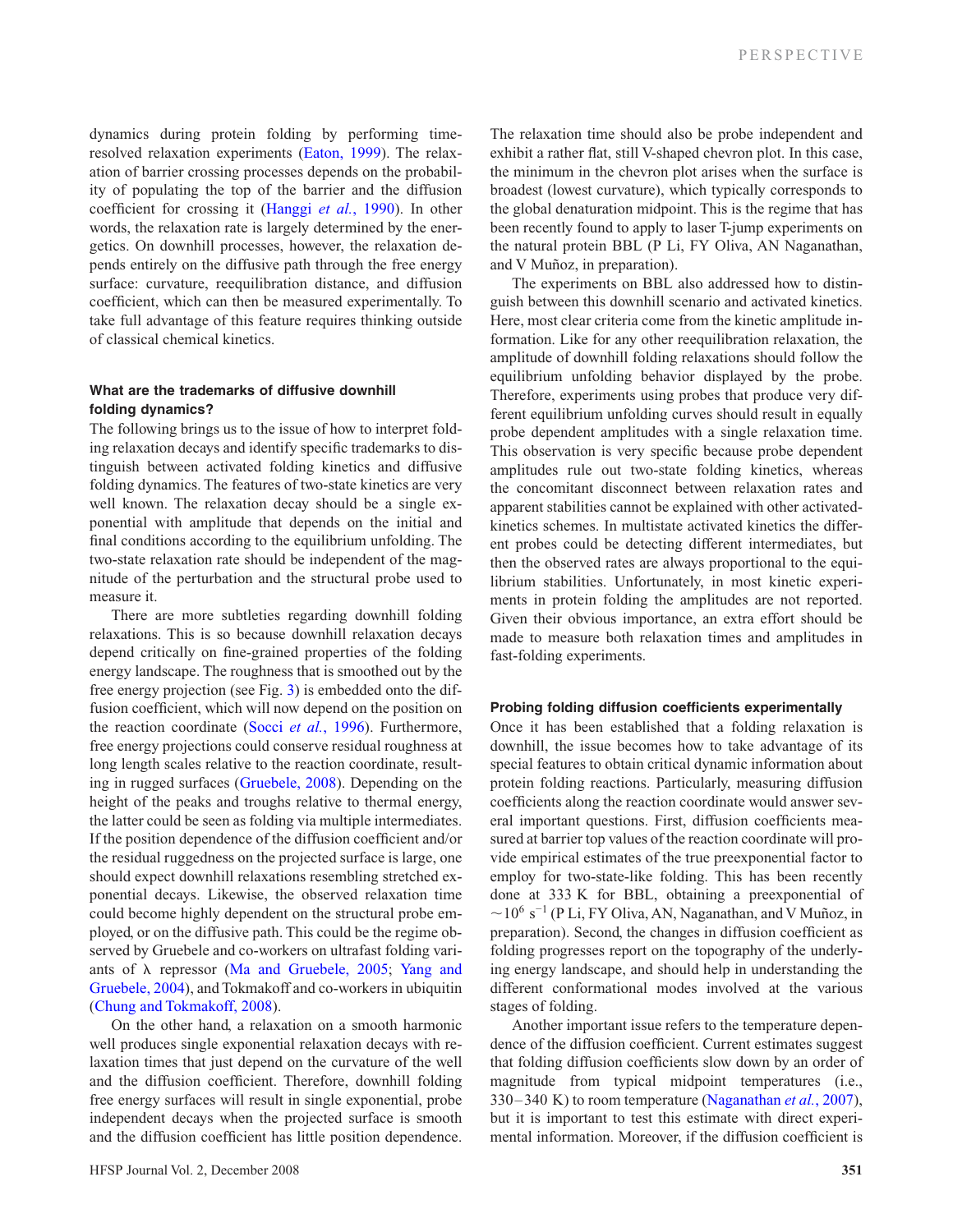dynamics during protein folding by performing time-resolved relaxation experiments (Eaton, 1999). The relaxation of barrier crossing processes depends on the probability of populating the top of the barrier and the diffusion coefficient for crossing it (Hanggi *et al.*, 1990). In other words, the relaxation rate is largely determined by the energetics. On downhill processes, however, the relaxation depends entirely on the diffusive path through the free energy surface: curvature, reequilibration distance, and diffusion coefficient, which can then be measured experimentally. To take full advantage of this feature requires thinking outside of classical chemical kinetics.

### What are the trademarks of diffusive downhill folding dynamics?

The following brings us to the issue of how to interpret folding relaxation decays and identify specific trademarks to distinguish between activated folding kinetics and diffusive folding dynamics. The features of two-state kinetics are very well known. The relaxation decay should be a single exponential with amplitude that depends on the initial and final conditions according to the equilibrium unfolding. The two-state relaxation rate should be independent of the magnitude of the perturbation and the structural probe used to measure it.

There are more subtleties regarding downhill folding relaxations. This is so because downhill relaxation decays depend critically on fine-grained properties of the folding energy landscape. The roughness that is smoothed out by the free energy projection (see Fig. 3) is embedded onto the diffusion coefficient, which will now depend on the position on the reaction coordinate (Socci *et al.*, 1996). Furthermore, free energy projections could conserve residual roughness at long length scales relative to the reaction coordinate, resulting in rugged surfaces (Gruebele, 2008). Depending on the height of the peaks and troughs relative to thermal energy, the latter could be seen as folding via multiple intermediates. If the position dependence of the diffusion coefficient and/or the residual ruggedness on the projected surface is large, one should expect downhill relaxations resembling stretched exponential decays. Likewise, the observed relaxation time could become highly dependent on the structural probe employed, or on the diffusive path. This could be the regime observed by Gruebele and co-workers on ultrafast folding variants of λ repressor (Ma and Gruebele, 2005; Yang and Gruebele, 2004), and Tokmakoff and co-workers in ubiquitin (Chung and Tokmakoff, 2008).

On the other hand, a relaxation on a smooth harmonic well produces single exponential relaxation decays with relaxation times that just depend on the curvature of the well and the diffusion coefficient. Therefore, downhill folding free energy surfaces will result in single exponential, probe independent decays when the projected surface is smooth and the diffusion coefficient has little position dependence. The relaxation time should also be probe independent and exhibit a rather flat, still V-shaped chevron plot. In this case, the minimum in the chevron plot arises when the surface is broadest (lowest curvature), which typically corresponds to the global denaturation midpoint. This is the regime that has been recently found to apply to laser T-jump experiments on the natural protein BBL (P Li, FY Oliva, AN Naganathan, and V Muñoz, in preparation).

The experiments on BBL also addressed how to distinguish between this downhill scenario and activated kinetics. Here, most clear criteria come from the kinetic amplitude information. Like for any other reequilibration relaxation, the amplitude of downhill folding relaxations should follow the equilibrium unfolding behavior displayed by the probe. Therefore, experiments using probes that produce very different equilibrium unfolding curves should result in equally probe dependent amplitudes with a single relaxation time. This observation is very specific because probe dependent amplitudes rule out two-state folding kinetics, whereas the concomitant disconnect between relaxation rates and apparent stabilities cannot be explained with other activated-kinetics schemes. In multistate activated kinetics the different probes could be detecting different intermediates, but then the observed rates are always proportional to the equilibrium stabilities. Unfortunately, in most kinetic experiments in protein folding the amplitudes are not reported. Given their obvious importance, an extra effort should be made to measure both relaxation times and amplitudes in fast-folding experiments.

### Probing folding diffusion coefficients experimentally

Once it has been established that a folding relaxation is downhill, the issue becomes how to take advantage of its special features to obtain critical dynamic information about protein folding reactions. Particularly, measuring diffusion coefficients along the reaction coordinate would answer several important questions. First, diffusion coefficients measured at barrier top values of the reaction coordinate will provide empirical estimates of the true preexponential factor to employ for two-state-like folding. This has been recently done at 333 K for BBL, obtaining a preexponential of $\sim 10^{6}\ \mathrm{s}^{-1}$ (P Li, FY Oliva, AN, Naganathan, and V Muñoz, in preparation). Second, the changes in diffusion coefficient as folding progresses report on the topography of the underlying energy landscape, and should help in understanding the different conformational modes involved at the various stages of folding.

Another important issue refers to the temperature dependence of the diffusion coefficient. Current estimates suggest that folding diffusion coefficients slow down by an order of magnitude from typical midpoint temperatures (i.e., 330–340 K) to room temperature (Naganathan *et al.*, 2007), but it is important to test this estimate with direct experimental information. Moreover, if the diffusion coefficient is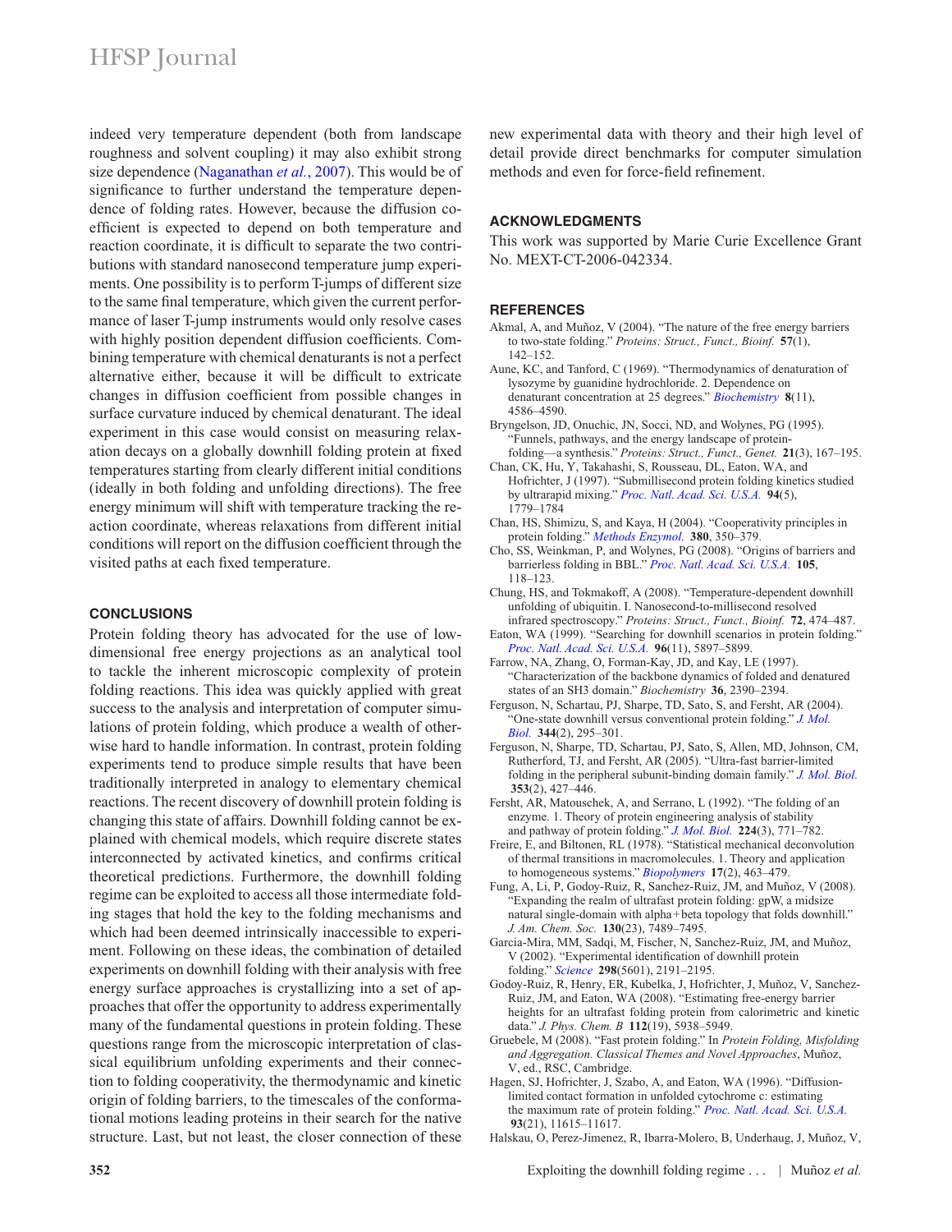indeed very temperature dependent (both from landscape roughness and solvent coupling) it may also exhibit strong size dependence (Naganathan *et al.*, 2007). This would be of significance to further understand the temperature dependence of folding rates. However, because the diffusion coefficient is expected to depend on both temperature and reaction coordinate, it is difficult to separate the two contributions with standard nanosecond temperature jump experiments. One possibility is to perform T-jumps of different size to the same final temperature, which given the current performance of laser T-jump instruments would only resolve cases with highly position dependent diffusion coefficients. Combining temperature with chemical denaturants is not a perfect alternative either, because it will be difficult to extricate changes in diffusion coefficient from possible changes in surface curvature induced by chemical denaturant. The ideal experiment in this case would consist on measuring relaxation decays on a globally downhill folding protein at fixed temperatures starting from clearly different initial conditions (ideally in both folding and unfolding directions). The free energy minimum will shift with temperature tracking the reaction coordinate, whereas relaxations from different initial conditions will report on the diffusion coefficient through the visited paths at each fixed temperature.

## CONCLUSIONS

Protein folding theory has advocated for the use of low-dimensional free energy projections as an analytical tool to tackle the inherent microscopic complexity of protein folding reactions. This idea was quickly applied with great success to the analysis and interpretation of computer simulations of protein folding, which produce a wealth of otherwise hard to handle information. In contrast, protein folding experiments tend to produce simple results that have been traditionally interpreted in analogy to elementary chemical reactions. The recent discovery of downhill protein folding is changing this state of affairs. Downhill folding cannot be explained with chemical models, which require discrete states interconnected by activated kinetics, and confirms critical theoretical predictions. Furthermore, the downhill folding regime can be exploited to access all those intermediate folding stages that hold the key to the folding mechanisms and which had been deemed intrinsically inaccessible to experiment. Following on these ideas, the combination of detailed experiments on downhill folding with their analysis with free energy surface approaches is crystallizing into a set of approaches that offer the opportunity to address experimentally many of the fundamental questions in protein folding. These questions range from the microscopic interpretation of classical equilibrium unfolding experiments and their connection to folding cooperativity, the thermodynamic and kinetic origin of folding barriers, to the timescales of the conformational motions leading proteins in their search for the native structure. Last, but not least, the closer connection of these new experimental data with theory and their high level of detail provide direct benchmarks for computer simulation methods and even for force-field refinement.

## ACKNOWLEDGMENTS

This work was supported by Marie Curie Excellence Grant No. MEXT-CT-2006-042334.

## REFERENCES

Akmal, A, and Muñoz, V (2004). "The nature of the free energy barriers to two-state folding." *Proteins: Struct., Funct., Bioinf.* **57**(1), 142–152.

Aune, KC, and Tanford, C (1969). "Thermodynamics of denaturation of lysozyme by guanidine hydrochloride. 2. Dependence on denaturant concentration at 25 degrees." *Biochemistry* **8**(11), 4586–4590.

Bryngelson, JD, Onuchic, JN, Socci, ND, and Wolynes, PG (1995). "Funnels, pathways, and the energy landscape of protein-folding—a synthesis." *Proteins: Struct., Funct., Genet.* **21**(3), 167–195.

Chan, CK, Hu, Y, Takahashi, S, Rousseau, DL, Eaton, WA, and Hofrichter, J (1997). "Submillisecond protein folding kinetics studied by ultrarapid mixing." *Proc. Natl. Acad. Sci. U.S.A.* **94**(5), 1779–1784

Chan, HS, Shimizu, S, and Kaya, H (2004). "Cooperativity principles in protein folding." *Methods Enzymol.* **380**, 350–379.

Cho, SS, Weinkman, P, and Wolynes, PG (2008). "Origins of barriers and barrierless folding in BBL." *Proc. Natl. Acad. Sci. U.S.A.* **105**, 118–123.

Chung, HS, and Tokmakoff, A (2008). "Temperature-dependent downhill unfolding of ubiquitin. I. Nanosecond-to-millisecond resolved infrared spectroscopy." *Proteins: Struct., Funct., Bioinf.* **72**, 474–487.

Eaton, WA (1999). "Searching for downhill scenarios in protein folding." *Proc. Natl. Acad. Sci. U.S.A.* **96**(11), 5897–5899.

Farrow, NA, Zhang, O, Forman-Kay, JD, and Kay, LE (1997). "Characterization of the backbone dynamics of folded and denatured states of an SH3 domain." *Biochemistry* **36**, 2390–2394.

Ferguson, N, Schartau, PJ, Sharpe, TD, Sato, S, and Fersht, AR (2004). "One-state downhill versus conventional protein folding." *J. Mol. Biol.* **344**(2), 295–301.

Ferguson, N, Sharpe, TD, Schartau, PJ, Sato, S, Allen, MD, Johnson, CM, Rutherford, TJ, and Fersht, AR (2005). "Ultra-fast barrier-limited folding in the peripheral subunit-binding domain family." *J. Mol. Biol.* **353**(2), 427–446.

Fersht, AR, Matouschek, A, and Serrano, L (1992). "The folding of an enzyme. 1. Theory of protein engineering analysis of stability and pathway of protein folding." *J. Mol. Biol.* **224**(3), 771–782.

Freire, E, and Biltonen, RL (1978). "Statistical mechanical deconvolution of thermal transitions in macromolecules. 1. Theory and application to homogeneous systems." *Biopolymers* **17**(2), 463–479.

Fung, A, Li, P, Godoy-Ruiz, R, Sanchez-Ruiz, JM, and Muñoz, V (2008). "Expanding the realm of ultrafast protein folding: gpW, a midsize natural single-domain with alpha+beta topology that folds downhill." *J. Am. Chem. Soc.* **130**(23), 7489–7495.

Garcia-Mira, MM, Sadqi, M, Fischer, N, Sanchez-Ruiz, JM, and Muñoz, V (2002). "Experimental identification of downhill protein folding." *Science* **298**(5601), 2191–2195.

Godoy-Ruiz, R, Henry, ER, Kubelka, J, Hofrichter, J, Muñoz, V, Sanchez-Ruiz, JM, and Eaton, WA (2008). "Estimating free-energy barrier heights for an ultrafast folding protein from calorimetric and kinetic data." *J. Phys. Chem. B* **112**(19), 5938–5949.

Gruebele, M (2008). "Fast protein folding." In *Protein Folding, Misfolding and Aggregation. Classical Themes and Novel Approaches*, Muñoz, V, ed., RSC, Cambridge.

Hagen, SJ, Hofrichter, J, Szabo, A, and Eaton, WA (1996). "Diffusion-limited contact formation in unfolded cytochrome c: estimating the maximum rate of protein folding." *Proc. Natl. Acad. Sci. U.S.A.* **93**(21), 11615–11617.

Halskau, O, Perez-Jimenez, R, Ibarra-Molero, B, Underhaug, J, Muñoz, V,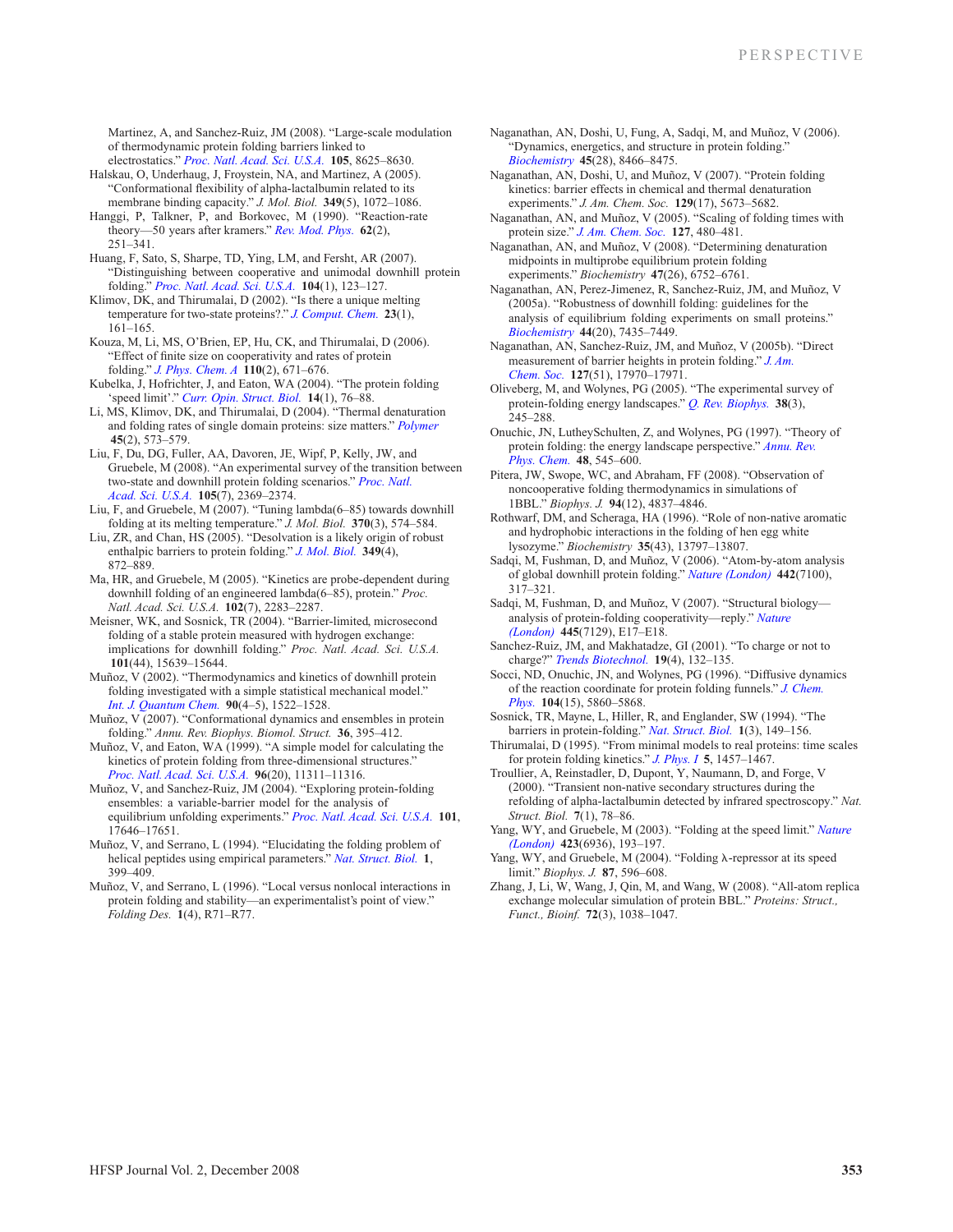Martinez, A, and Sanchez-Ruiz, JM (2008). "Large-scale modulation of thermodynamic protein folding barriers linked to electrostatics." *Proc. Natl. Acad. Sci. U.S.A.* **105**, 8625–8630.

Halskau, O, Underhaug, J, Froystein, NA, and Martinez, A (2005). "Conformational flexibility of alpha-lactalbumin related to its membrane binding capacity." *J. Mol. Biol.* **349**(5), 1072–1086.

Hanggi, P, Talkner, P, and Borkovec, M (1990). "Reaction-rate theory—50 years after kramers." *Rev. Mod. Phys.* **62**(2), 251–341.

Huang, F, Sato, S, Sharpe, TD, Ying, LM, and Fersht, AR (2007). "Distinguishing between cooperative and unimodal downhill protein folding." *Proc. Natl. Acad. Sci. U.S.A.* **104**(1), 123–127.

Klimov, DK, and Thirumalai, D (2002). "Is there a unique melting temperature for two-state proteins?." *J. Comput. Chem.* **23**(1), 161–165.

Kouza, M, Li, MS, O'Brien, EP, Hu, CK, and Thirumalai, D (2006). "Effect of finite size on cooperativity and rates of protein folding." *J. Phys. Chem. A* **110**(2), 671–676.

Kubelka, J, Hofrichter, J, and Eaton, WA (2004). "The protein folding 'speed limit'." *Curr. Opin. Struct. Biol.* **14**(1), 76–88.

Li, MS, Klimov, DK, and Thirumalai, D (2004). "Thermal denaturation and folding rates of single domain proteins: size matters." *Polymer* **45**(2), 573–579.

Liu, F, Du, DG, Fuller, AA, Davoren, JE, Wipf, P, Kelly, JW, and Gruebele, M (2008). "An experimental survey of the transition between two-state and downhill protein folding scenarios." *Proc. Natl. Acad. Sci. U.S.A.* **105**(7), 2369–2374.

Liu, F, and Gruebele, M (2007). "Tuning lambda(6–85) towards downhill folding at its melting temperature." *J. Mol. Biol.* **370**(3), 574–584.

Liu, ZR, and Chan, HS (2005). "Desolvation is a likely origin of robust enthalpic barriers to protein folding." *J. Mol. Biol.* **349**(4), 872–889.

Ma, HR, and Gruebele, M (2005). "Kinetics are probe-dependent during downhill folding of an engineered lambda(6–85), protein." *Proc. Natl. Acad. Sci. U.S.A.* **102**(7), 2283–2287.

Meisner, WK, and Sosnick, TR (2004). "Barrier-limited, microsecond folding of a stable protein measured with hydrogen exchange: implications for downhill folding." *Proc. Natl. Acad. Sci. U.S.A.* **101**(44), 15639–15644.

Muñoz, V (2002). "Thermodynamics and kinetics of downhill protein folding investigated with a simple statistical mechanical model." *Int. J. Quantum Chem.* **90**(4–5), 1522–1528.

Muñoz, V (2007). "Conformational dynamics and ensembles in protein folding." *Annu. Rev. Biophys. Biomol. Struct.* **36**, 395–412.

Muñoz, V, and Eaton, WA (1999). "A simple model for calculating the kinetics of protein folding from three-dimensional structures." *Proc. Natl. Acad. Sci. U.S.A.* **96**(20), 11311–11316.

Muñoz, V, and Sanchez-Ruiz, JM (2004). "Exploring protein-folding ensembles: a variable-barrier model for the analysis of equilibrium unfolding experiments." *Proc. Natl. Acad. Sci. U.S.A.* **101**, 17646–17651.

Muñoz, V, and Serrano, L (1994). "Elucidating the folding problem of helical peptides using empirical parameters." *Nat. Struct. Biol.* **1**, 399–409.

Muñoz, V, and Serrano, L (1996). "Local versus nonlocal interactions in protein folding and stability—an experimentalist's point of view." *Folding Des.* **1**(4), R71–R77.

Naganathan, AN, Doshi, U, Fung, A, Sadqi, M, and Muñoz, V (2006). "Dynamics, energetics, and structure in protein folding." *Biochemistry* **45**(28), 8466–8475.

Naganathan, AN, Doshi, U, and Muñoz, V (2007). "Protein folding kinetics: barrier effects in chemical and thermal denaturation experiments." *J. Am. Chem. Soc.* **129**(17), 5673–5682.

Naganathan, AN, and Muñoz, V (2005). "Scaling of folding times with protein size." *J. Am. Chem. Soc.* **127**, 480–481.

Naganathan, AN, and Muñoz, V (2008). "Determining denaturation midpoints in multiprobe equilibrium protein folding experiments." *Biochemistry* **47**(26), 6752–6761.

Naganathan, AN, Perez-Jimenez, R, Sanchez-Ruiz, JM, and Muñoz, V (2005a). "Robustness of downhill folding: guidelines for the analysis of equilibrium folding experiments on small proteins." *Biochemistry* **44**(20), 7435–7449.

Naganathan, AN, Sanchez-Ruiz, JM, and Muñoz, V (2005b). "Direct measurement of barrier heights in protein folding." *J. Am. Chem. Soc.* **127**(51), 17970–17971.

Oliveberg, M, and Wolynes, PG (2005). "The experimental survey of protein-folding energy landscapes." *Q. Rev. Biophys.* **38**(3), 245–288.

Onuchic, JN, LutheySchulten, Z, and Wolynes, PG (1997). "Theory of protein folding: the energy landscape perspective." *Annu. Rev. Phys. Chem.* **48**, 545–600.

Pitera, JW, Swope, WC, and Abraham, FF (2008). "Observation of noncooperative folding thermodynamics in simulations of 1BBL." *Biophys. J.* **94**(12), 4837–4846.

Rothwarf, DM, and Scheraga, HA (1996). "Role of non-native aromatic and hydrophobic interactions in the folding of hen egg white lysozyme." *Biochemistry* **35**(43), 13797–13807.

Sadqi, M, Fushman, D, and Muñoz, V (2006). "Atom-by-atom analysis of global downhill protein folding." *Nature (London)* **442**(7100), 317–321.

Sadqi, M, Fushman, D, and Muñoz, V (2007). "Structural biology—analysis of protein-folding cooperativity—reply." *Nature (London)* **445**(7129), E17–E18.

Sanchez-Ruiz, JM, and Makhatadze, GI (2001). "To charge or not to charge?" *Trends Biotechnol.* **19**(4), 132–135.

Socci, ND, Onuchic, JN, and Wolynes, PG (1996). "Diffusive dynamics of the reaction coordinate for protein folding funnels." *J. Chem. Phys.* **104**(15), 5860–5868.

Sosnick, TR, Mayne, L, Hiller, R, and Englander, SW (1994). "The barriers in protein-folding." *Nat. Struct. Biol.* **1**(3), 149–156.

Thirumalai, D (1995). "From minimal models to real proteins: time scales for protein folding kinetics." *J. Phys. I* **5**, 1457–1467.

Troullier, A, Reinstadler, D, Dupont, Y, Naumann, D, and Forge, V (2000). "Transient non-native secondary structures during the refolding of alpha-lactalbumin detected by infrared spectroscopy." *Nat. Struct. Biol.* **7**(1), 78–86.

Yang, WY, and Gruebele, M (2003). "Folding at the speed limit." *Nature (London)* **423**(6936), 193–197.

Yang, WY, and Gruebele, M (2004). "Folding λ-repressor at its speed limit." *Biophys. J.* **87**, 596–608.

Zhang, J, Li, W, Wang, J, Qin, M, and Wang, W (2008). "All-atom replica exchange molecular simulation of protein BBL." *Proteins: Struct., Funct., Bioinf.* **72**(3), 1038–1047.